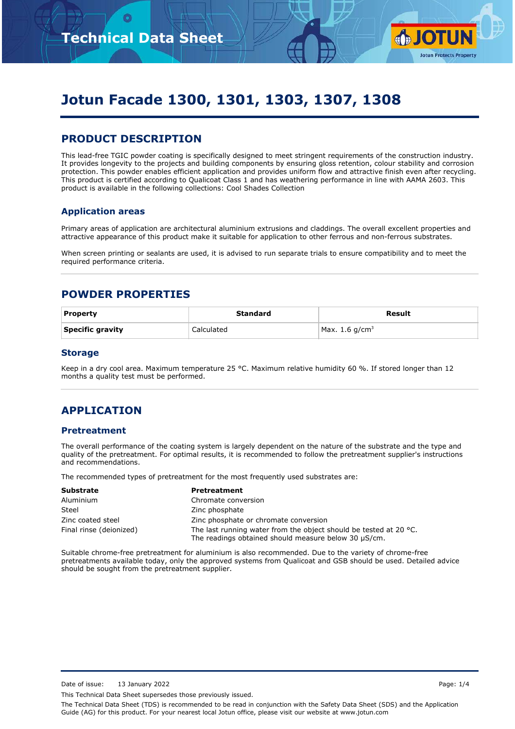# Jotun Facade 1300, 1301, 1303, 1307, 1308

## PRODUCT DESCRIPTION

This lead-free TGIC powder coating is specifically designed to meet stringent requirements of the construction industry. It provides longevity to the projects and building components by ensuring gloss retention, colour stability and corrosion protection. This powder enables efficient application and provides uniform flow and attractive finish even after recycling. This product is certified according to Qualicoat Class 1 and has weathering performance in line with AAMA 2603. This product is available in the following collections: Cool Shades Collection

### Application areas

Primary areas of application are architectural aluminium extrusions and claddings. The overall excellent properties and attractive appearance of this product make it suitable for application to other ferrous and non-ferrous substrates.

When screen printing or sealants are used, it is advised to run separate trials to ensure compatibility and to meet the required performance criteria.

## POWDER PROPERTIES

| Property | Standard | Result |
|---|---|---|
| **Specific gravity** | Calculated | Max. 1.6 g/cm$^3$ |

### Storage

Keep in a dry cool area. Maximum temperature 25 °C. Maximum relative humidity 60 %. If stored longer than 12 months a quality test must be performed.

## APPLICATION

### Pretreatment

The overall performance of the coating system is largely dependent on the nature of the substrate and the type and quality of the pretreatment. For optimal results, it is recommended to follow the pretreatment supplier's instructions and recommendations.

The recommended types of pretreatment for the most frequently used substrates are:

| Substrate | Pretreatment |
|---|---|
| Aluminium | Chromate conversion |
| Steel | Zinc phosphate |
| Zinc coated steel | Zinc phosphate or chromate conversion |
| Final rinse (deionized) | The last running water from the object should be tested at 20 °C. The readings obtained should measure below 30 µS/cm. |

Suitable chrome-free pretreatment for aluminium is also recommended. Due to the variety of chrome-free pretreatments available today, only the approved systems from Qualicoat and GSB should be used. Detailed advice should be sought from the pretreatment supplier.

Date of issue: 13 January 2022

This Technical Data Sheet supersedes those previously issued.

The Technical Data Sheet (TDS) is recommended to be read in conjunction with the Safety Data Sheet (SDS) and the Application Guide (AG) for this product. For your nearest local Jotun office, please visit our website at www.jotun.com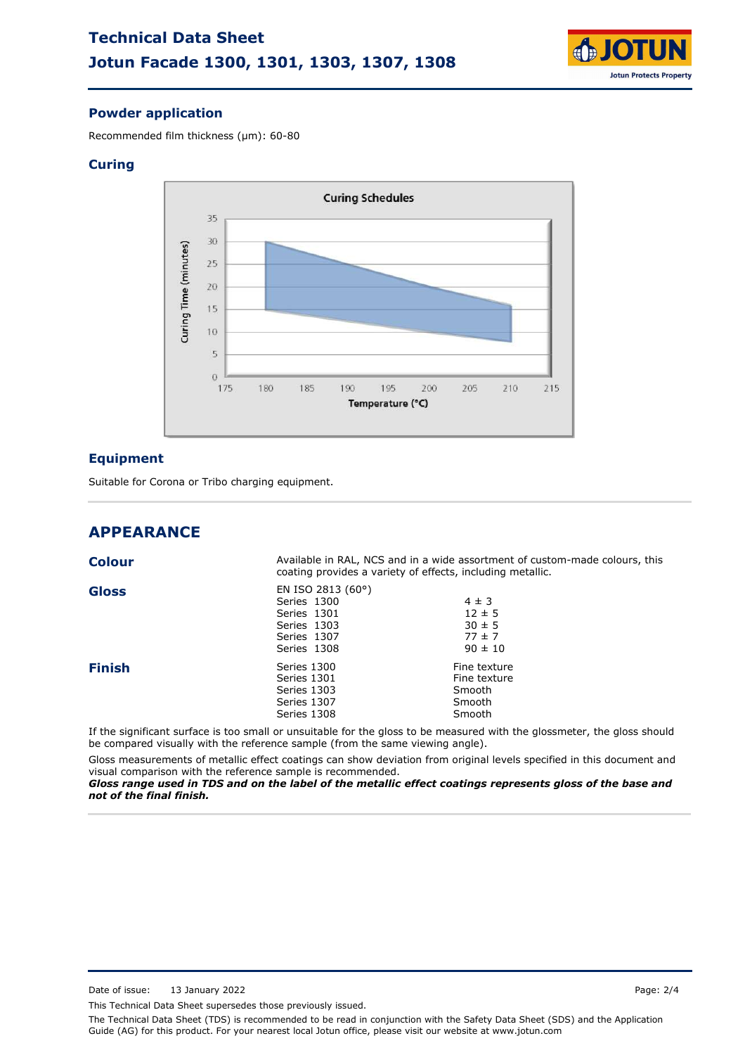## Powder application

Recommended film thickness (µm): 60-80

## Curing

## Equipment

Suitable for Corona or Tribo charging equipment.

# APPEARANCE

**Colour**

Available in RAL, NCS and in a wide assortment of custom-made colours, this coating provides a variety of effects, including metallic.

**Gloss**

EN ISO 2813 (60°)

| | |
|---|---|
| Series 1300 | 4 ± 3 |
| Series 1301 | 12 ± 5 |
| Series 1303 | 30 ± 5 |
| Series 1307 | 77 ± 7 |
| Series 1308 | 90 ± 10 |

**Finish**

| | |
|---|---|
| Series 1300 | Fine texture |
| Series 1301 | Fine texture |
| Series 1303 | Smooth |
| Series 1307 | Smooth |
| Series 1308 | Smooth |

If the significant surface is too small or unsuitable for the gloss to be measured with the glossmeter, the gloss should be compared visually with the reference sample (from the same viewing angle).

Gloss measurements of metallic effect coatings can show deviation from original levels specified in this document and visual comparison with the reference sample is recommended.
***Gloss range used in TDS and on the label of the metallic effect coatings represents gloss of the base and not of the final finish.***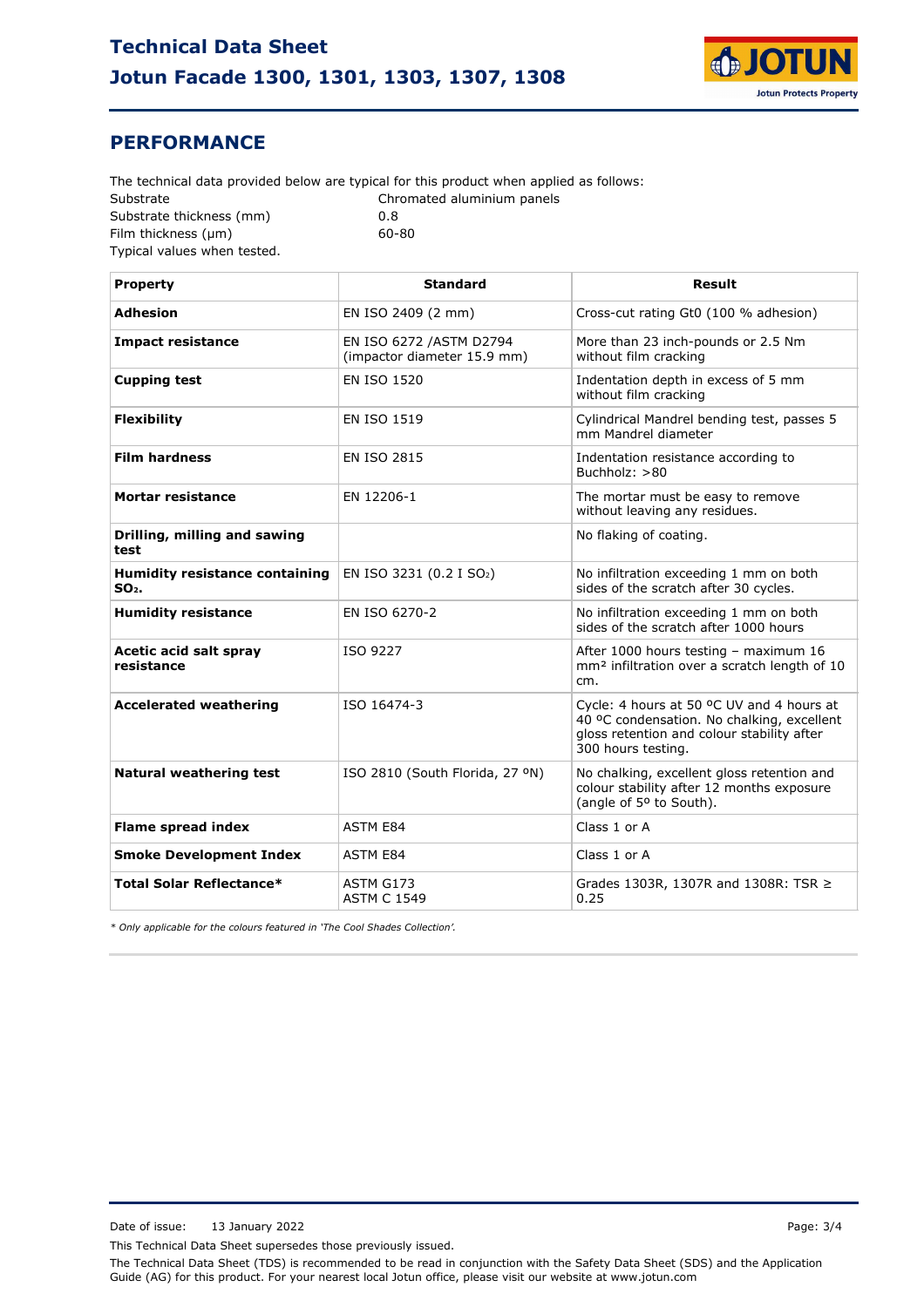## PERFORMANCE

The technical data provided below are typical for this product when applied as follows:

| | |
|---|---|
| Substrate | Chromated aluminium panels |
| Substrate thickness (mm) | 0.8 |
| Film thickness (µm) | 60-80 |

Typical values when tested.

| Property | Standard | Result |
|---|---|---|
| **Adhesion** | EN ISO 2409 (2 mm) | Cross-cut rating Gt0 (100 % adhesion) |
| **Impact resistance** | EN ISO 6272 /ASTM D2794 (impactor diameter 15.9 mm) | More than 23 inch-pounds or 2.5 Nm without film cracking |
| **Cupping test** | EN ISO 1520 | Indentation depth in excess of 5 mm without film cracking |
| **Flexibility** | EN ISO 1519 | Cylindrical Mandrel bending test, passes 5 mm Mandrel diameter |
| **Film hardness** | EN ISO 2815 | Indentation resistance according to Buchholz: >80 |
| **Mortar resistance** | EN 12206-1 | The mortar must be easy to remove without leaving any residues. |
| **Drilling, milling and sawing test** | | No flaking of coating. |
| **Humidity resistance containing $SO_2$.** | EN ISO 3231 (0.2 I $SO_2$) | No infiltration exceeding 1 mm on both sides of the scratch after 30 cycles. |
| **Humidity resistance** | EN ISO 6270-2 | No infiltration exceeding 1 mm on both sides of the scratch after 1000 hours |
| **Acetic acid salt spray resistance** | ISO 9227 | After 1000 hours testing – maximum 16 mm² infiltration over a scratch length of 10 cm. |
| **Accelerated weathering** | ISO 16474-3 | Cycle: 4 hours at 50 ºC UV and 4 hours at 40 ºC condensation. No chalking, excellent gloss retention and colour stability after 300 hours testing. |
| **Natural weathering test** | ISO 2810 (South Florida, 27 ºN) | No chalking, excellent gloss retention and colour stability after 12 months exposure (angle of 5º to South). |
| **Flame spread index** | ASTM E84 | Class 1 or A |
| **Smoke Development Index** | ASTM E84 | Class 1 or A |
| **Total Solar Reflectance*** | ASTM G173<br>ASTM C 1549 | Grades 1303R, 1307R and 1308R: TSR ≥ 0.25 |

*\* Only applicable for the colours featured in 'The Cool Shades Collection'.*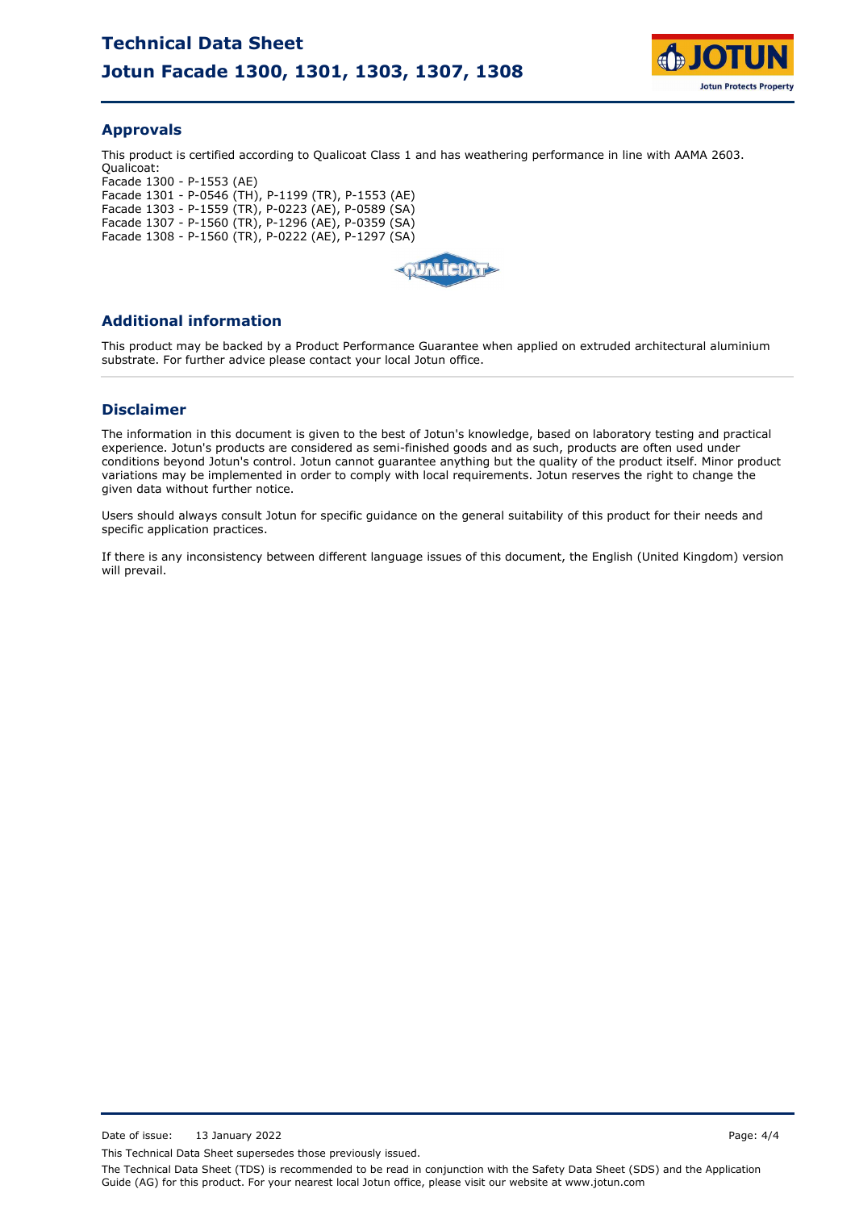## Approvals

This product is certified according to Qualicoat Class 1 and has weathering performance in line with AAMA 2603.
Qualicoat:
Facade 1300 - P-1553 (AE)
Facade 1301 - P-0546 (TH), P-1199 (TR), P-1553 (AE)
Facade 1303 - P-1559 (TR), P-0223 (AE), P-0589 (SA)
Facade 1307 - P-1560 (TR), P-1296 (AE), P-0359 (SA)
Facade 1308 - P-1560 (TR), P-0222 (AE), P-1297 (SA)

## Additional information

This product may be backed by a Product Performance Guarantee when applied on extruded architectural aluminium substrate. For further advice please contact your local Jotun office.

## Disclaimer

The information in this document is given to the best of Jotun's knowledge, based on laboratory testing and practical experience. Jotun's products are considered as semi-finished goods and as such, products are often used under conditions beyond Jotun's control. Jotun cannot guarantee anything but the quality of the product itself. Minor product variations may be implemented in order to comply with local requirements. Jotun reserves the right to change the given data without further notice.

Users should always consult Jotun for specific guidance on the general suitability of this product for their needs and specific application practices.

If there is any inconsistency between different language issues of this document, the English (United Kingdom) version will prevail.